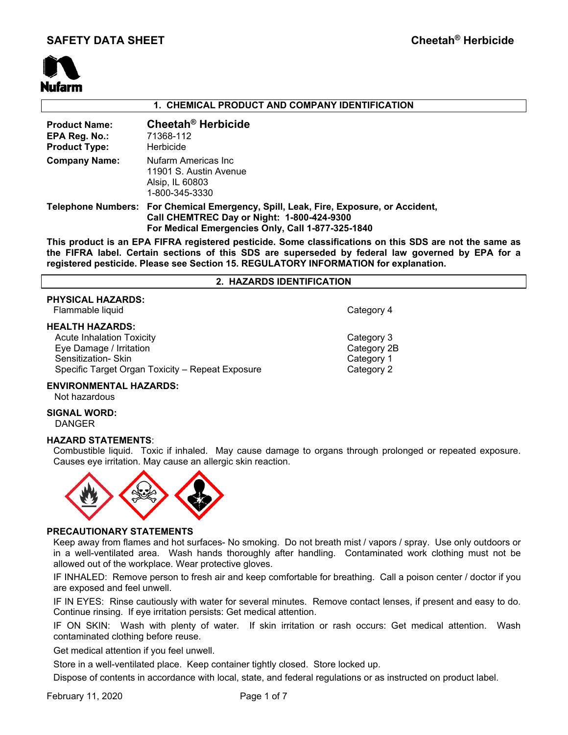# SAFETY DATA SHEET — Cheetah® Herbicide

Nufarm

## 1. CHEMICAL PRODUCT AND COMPANY IDENTIFICATION

**Product Name:** **Cheetah® Herbicide**
**EPA Reg. No.:** 71368-112
**Product Type:** Herbicide
**Company Name:** Nufarm Americas Inc
11901 S. Austin Avenue
Alsip, IL 60803
1-800-345-3330

**Telephone Numbers:** **For Chemical Emergency, Spill, Leak, Fire, Exposure, or Accident, Call CHEMTREC Day or Night: 1-800-424-9300**
**For Medical Emergencies Only, Call 1-877-325-1840**

**This product is an EPA FIFRA registered pesticide. Some classifications on this SDS are not the same as the FIFRA label. Certain sections of this SDS are superseded by federal law governed by EPA for a registered pesticide. Please see Section 15. REGULATORY INFORMATION for explanation.**

## 2. HAZARDS IDENTIFICATION

**PHYSICAL HAZARDS:**

| | |
|---|---|
| Flammable liquid | Category 4 |

**HEALTH HAZARDS:**

| | |
|---|---|
| Acute Inhalation Toxicity | Category 3 |
| Eye Damage / Irritation | Category 2B |
| Sensitization- Skin | Category 1 |
| Specific Target Organ Toxicity – Repeat Exposure | Category 2 |

**ENVIRONMENTAL HAZARDS:**
Not hazardous

**SIGNAL WORD:**
DANGER

**HAZARD STATEMENTS**:
Combustible liquid. Toxic if inhaled. May cause damage to organs through prolonged or repeated exposure. Causes eye irritation. May cause an allergic skin reaction.

**PRECAUTIONARY STATEMENTS**

Keep away from flames and hot surfaces- No smoking. Do not breath mist / vapors / spray. Use only outdoors or in a well-ventilated area. Wash hands thoroughly after handling. Contaminated work clothing must not be allowed out of the workplace. Wear protective gloves.

IF INHALED: Remove person to fresh air and keep comfortable for breathing. Call a poison center / doctor if you are exposed and feel unwell.

IF IN EYES: Rinse cautiously with water for several minutes. Remove contact lenses, if present and easy to do. Continue rinsing. If eye irritation persists: Get medical attention.

IF ON SKIN: Wash with plenty of water. If skin irritation or rash occurs: Get medical attention. Wash contaminated clothing before reuse.

Get medical attention if you feel unwell.

Store in a well-ventilated place. Keep container tightly closed. Store locked up.

Dispose of contents in accordance with local, state, and federal regulations or as instructed on product label.

February 11, 2020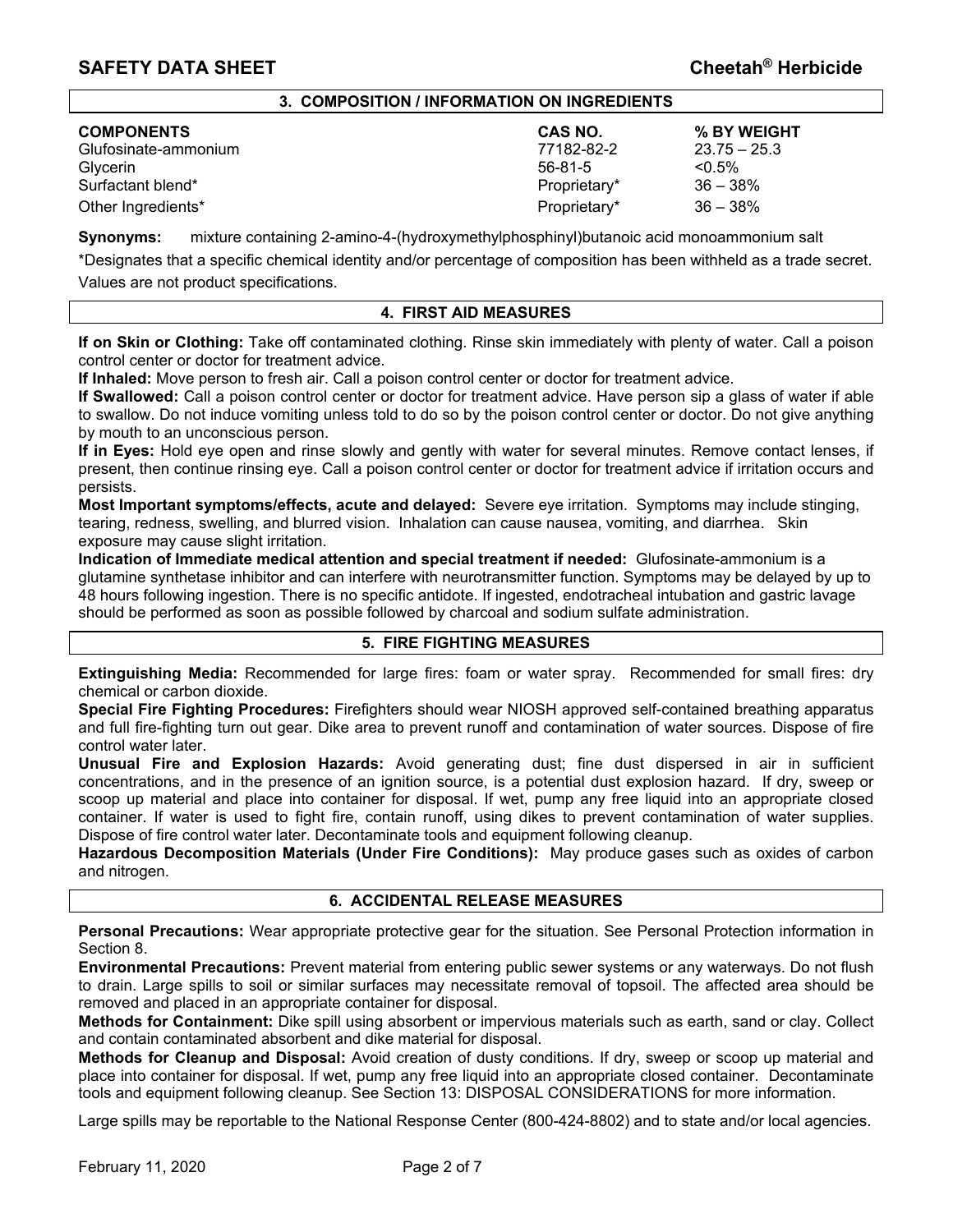## 3. COMPOSITION / INFORMATION ON INGREDIENTS

| COMPONENTS | CAS NO. | % BY WEIGHT |
|---|---|---|
| Glufosinate-ammonium | 77182-82-2 | 23.75 – 25.3 |
| Glycerin | 56-81-5 | <0.5% |
| Surfactant blend* | Proprietary* | 36 – 38% |
| Other Ingredients* | Proprietary* | 36 – 38% |

**Synonyms:** mixture containing 2-amino-4-(hydroxymethylphosphinyl)butanoic acid monoammonium salt

*Designates that a specific chemical identity and/or percentage of composition has been withheld as a trade secret.

Values are not product specifications.

## 4. FIRST AID MEASURES

**If on Skin or Clothing:** Take off contaminated clothing. Rinse skin immediately with plenty of water. Call a poison control center or doctor for treatment advice.

**If Inhaled:** Move person to fresh air. Call a poison control center or doctor for treatment advice.

**If Swallowed:** Call a poison control center or doctor for treatment advice. Have person sip a glass of water if able to swallow. Do not induce vomiting unless told to do so by the poison control center or doctor. Do not give anything by mouth to an unconscious person.

**If in Eyes:** Hold eye open and rinse slowly and gently with water for several minutes. Remove contact lenses, if present, then continue rinsing eye. Call a poison control center or doctor for treatment advice if irritation occurs and persists.

**Most Important symptoms/effects, acute and delayed:** Severe eye irritation. Symptoms may include stinging, tearing, redness, swelling, and blurred vision. Inhalation can cause nausea, vomiting, and diarrhea. Skin exposure may cause slight irritation.

**Indication of Immediate medical attention and special treatment if needed:** Glufosinate-ammonium is a glutamine synthetase inhibitor and can interfere with neurotransmitter function. Symptoms may be delayed by up to 48 hours following ingestion. There is no specific antidote. If ingested, endotracheal intubation and gastric lavage should be performed as soon as possible followed by charcoal and sodium sulfate administration.

## 5. FIRE FIGHTING MEASURES

**Extinguishing Media:** Recommended for large fires: foam or water spray. Recommended for small fires: dry chemical or carbon dioxide.

**Special Fire Fighting Procedures:** Firefighters should wear NIOSH approved self-contained breathing apparatus and full fire-fighting turn out gear. Dike area to prevent runoff and contamination of water sources. Dispose of fire control water later.

**Unusual Fire and Explosion Hazards:** Avoid generating dust; fine dust dispersed in air in sufficient concentrations, and in the presence of an ignition source, is a potential dust explosion hazard. If dry, sweep or scoop up material and place into container for disposal. If wet, pump any free liquid into an appropriate closed container. If water is used to fight fire, contain runoff, using dikes to prevent contamination of water supplies. Dispose of fire control water later. Decontaminate tools and equipment following cleanup.

**Hazardous Decomposition Materials (Under Fire Conditions):** May produce gases such as oxides of carbon and nitrogen.

## 6. ACCIDENTAL RELEASE MEASURES

**Personal Precautions:** Wear appropriate protective gear for the situation. See Personal Protection information in Section 8.

**Environmental Precautions:** Prevent material from entering public sewer systems or any waterways. Do not flush to drain. Large spills to soil or similar surfaces may necessitate removal of topsoil. The affected area should be removed and placed in an appropriate container for disposal.

**Methods for Containment:** Dike spill using absorbent or impervious materials such as earth, sand or clay. Collect and contain contaminated absorbent and dike material for disposal.

**Methods for Cleanup and Disposal:** Avoid creation of dusty conditions. If dry, sweep or scoop up material and place into container for disposal. If wet, pump any free liquid into an appropriate closed container. Decontaminate tools and equipment following cleanup. See Section 13: DISPOSAL CONSIDERATIONS for more information.

Large spills may be reportable to the National Response Center (800-424-8802) and to state and/or local agencies.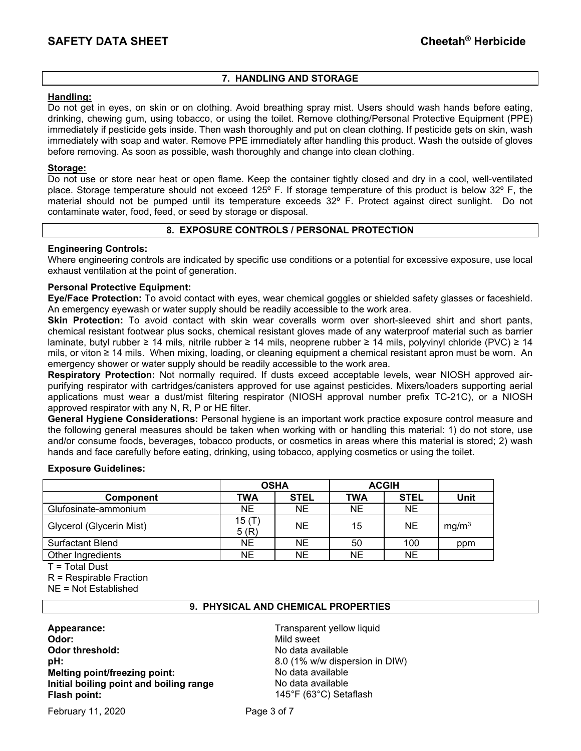## 7. HANDLING AND STORAGE

**Handling:**

Do not get in eyes, on skin or on clothing. Avoid breathing spray mist. Users should wash hands before eating, drinking, chewing gum, using tobacco, or using the toilet. Remove clothing/Personal Protective Equipment (PPE) immediately if pesticide gets inside. Then wash thoroughly and put on clean clothing. If pesticide gets on skin, wash immediately with soap and water. Remove PPE immediately after handling this product. Wash the outside of gloves before removing. As soon as possible, wash thoroughly and change into clean clothing.

**Storage:**

Do not use or store near heat or open flame. Keep the container tightly closed and dry in a cool, well-ventilated place. Storage temperature should not exceed 125º F. If storage temperature of this product is below 32º F, the material should not be pumped until its temperature exceeds 32º F. Protect against direct sunlight. Do not contaminate water, food, feed, or seed by storage or disposal.

## 8. EXPOSURE CONTROLS / PERSONAL PROTECTION

**Engineering Controls:**

Where engineering controls are indicated by specific use conditions or a potential for excessive exposure, use local exhaust ventilation at the point of generation.

**Personal Protective Equipment:**

**Eye/Face Protection:** To avoid contact with eyes, wear chemical goggles or shielded safety glasses or faceshield. An emergency eyewash or water supply should be readily accessible to the work area.

**Skin Protection:** To avoid contact with skin wear coveralls worm over short-sleeved shirt and short pants, chemical resistant footwear plus socks, chemical resistant gloves made of any waterproof material such as barrier laminate, butyl rubber ≥ 14 mils, nitrile rubber ≥ 14 mils, neoprene rubber ≥ 14 mils, polyvinyl chloride (PVC) ≥ 14 mils, or viton ≥ 14 mils. When mixing, loading, or cleaning equipment a chemical resistant apron must be worn. An emergency shower or water supply should be readily accessible to the work area.

**Respiratory Protection:** Not normally required. If dusts exceed acceptable levels, wear NIOSH approved air-purifying respirator with cartridges/canisters approved for use against pesticides. Mixers/loaders supporting aerial applications must wear a dust/mist filtering respirator (NIOSH approval number prefix TC-21C), or a NIOSH approved respirator with any N, R, P or HE filter.

**General Hygiene Considerations:** Personal hygiene is an important work practice exposure control measure and the following general measures should be taken when working with or handling this material: 1) do not store, use and/or consume foods, beverages, tobacco products, or cosmetics in areas where this material is stored; 2) wash hands and face carefully before eating, drinking, using tobacco, applying cosmetics or using the toilet.

**Exposure Guidelines:**

| | OSHA | | ACGIH | | |
|---|---|---|---|---|---|
| **Component** | **TWA** | **STEL** | **TWA** | **STEL** | **Unit** |
| Glufosinate-ammonium | NE | NE | NE | NE | |
| Glycerol (Glycerin Mist) | 15 (T) 5 (R) | NE | 15 | NE | $mg/m^3$ |
| Surfactant Blend | NE | NE | 50 | 100 | ppm |
| Other Ingredients | NE | NE | NE | NE | |

T = Total Dust

R = Respirable Fraction

NE = Not Established

## 9. PHYSICAL AND CHEMICAL PROPERTIES

**Appearance:** Transparent yellow liquid

**Odor:** Mild sweet

**Odor threshold:** No data available

**pH:** 8.0 (1% w/w dispersion in DIW)

**Melting point/freezing point:** No data available

**Initial boiling point and boiling range** No data available

**Flash point:** 145°F (63°C) Setaflash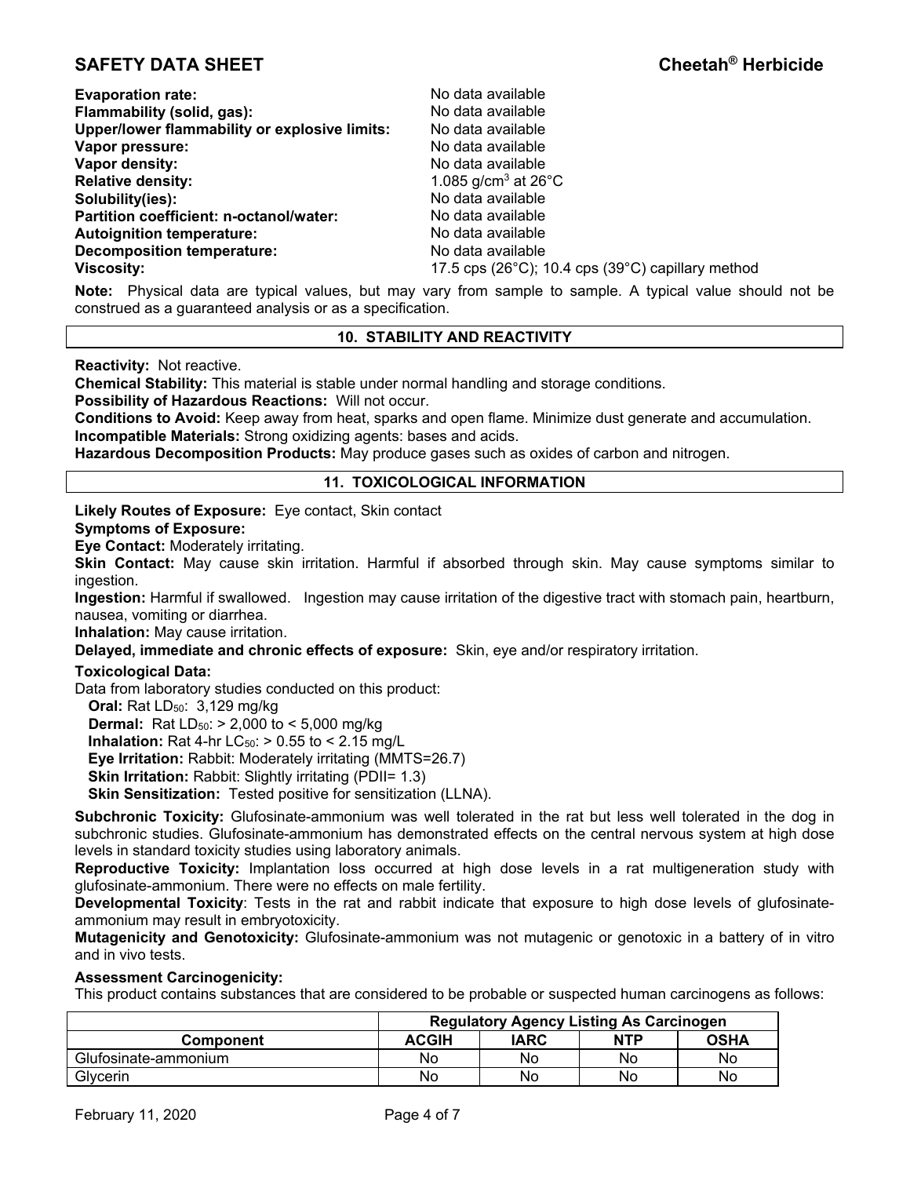**Evaporation rate:** No data available
**Flammability (solid, gas):** No data available
**Upper/lower flammability or explosive limits:** No data available
**Vapor pressure:** No data available
**Vapor density:** No data available
**Relative density:** 1.085 g/cm$^3$ at 26°C
**Solubility(ies):** No data available
**Partition coefficient: n-octanol/water:** No data available
**Autoignition temperature:** No data available
**Decomposition temperature:** No data available
**Viscosity:** 17.5 cps (26°C); 10.4 cps (39°C) capillary method

**Note:** Physical data are typical values, but may vary from sample to sample. A typical value should not be construed as a guaranteed analysis or as a specification.

## 10. STABILITY AND REACTIVITY

**Reactivity:** Not reactive.
**Chemical Stability:** This material is stable under normal handling and storage conditions.
**Possibility of Hazardous Reactions:** Will not occur.
**Conditions to Avoid:** Keep away from heat, sparks and open flame. Minimize dust generate and accumulation.
**Incompatible Materials:** Strong oxidizing agents: bases and acids.
**Hazardous Decomposition Products:** May produce gases such as oxides of carbon and nitrogen.

## 11. TOXICOLOGICAL INFORMATION

**Likely Routes of Exposure:** Eye contact, Skin contact
**Symptoms of Exposure:**
**Eye Contact:** Moderately irritating.
**Skin Contact:** May cause skin irritation. Harmful if absorbed through skin. May cause symptoms similar to ingestion.
**Ingestion:** Harmful if swallowed. Ingestion may cause irritation of the digestive tract with stomach pain, heartburn, nausea, vomiting or diarrhea.
**Inhalation:** May cause irritation.
**Delayed, immediate and chronic effects of exposure:** Skin, eye and/or respiratory irritation.

**Toxicological Data:**
Data from laboratory studies conducted on this product:
- **Oral:** Rat $LD_{50}$: 3,129 mg/kg
- **Dermal:** Rat $LD_{50}$: > 2,000 to < 5,000 mg/kg
- **Inhalation:** Rat 4-hr $LC_{50}$: > 0.55 to < 2.15 mg/L
- **Eye Irritation:** Rabbit: Moderately irritating (MMTS=26.7)
- **Skin Irritation:** Rabbit: Slightly irritating (PDII= 1.3)
- **Skin Sensitization:** Tested positive for sensitization (LLNA).

**Subchronic Toxicity:** Glufosinate-ammonium was well tolerated in the rat but less well tolerated in the dog in subchronic studies. Glufosinate-ammonium has demonstrated effects on the central nervous system at high dose levels in standard toxicity studies using laboratory animals.
**Reproductive Toxicity:** Implantation loss occurred at high dose levels in a rat multigeneration study with glufosinate-ammonium. There were no effects on male fertility.
**Developmental Toxicity**: Tests in the rat and rabbit indicate that exposure to high dose levels of glufosinate-ammonium may result in embryotoxicity.
**Mutagenicity and Genotoxicity:** Glufosinate-ammonium was not mutagenic or genotoxic in a battery of in vitro and in vivo tests.

**Assessment Carcinogenicity:**
This product contains substances that are considered to be probable or suspected human carcinogens as follows:

| | Regulatory Agency Listing As Carcinogen | | | |
|---|---|---|---|---|
| **Component** | **ACGIH** | **IARC** | **NTP** | **OSHA** |
| Glufosinate-ammonium | No | No | No | No |
| Glycerin | No | No | No | No |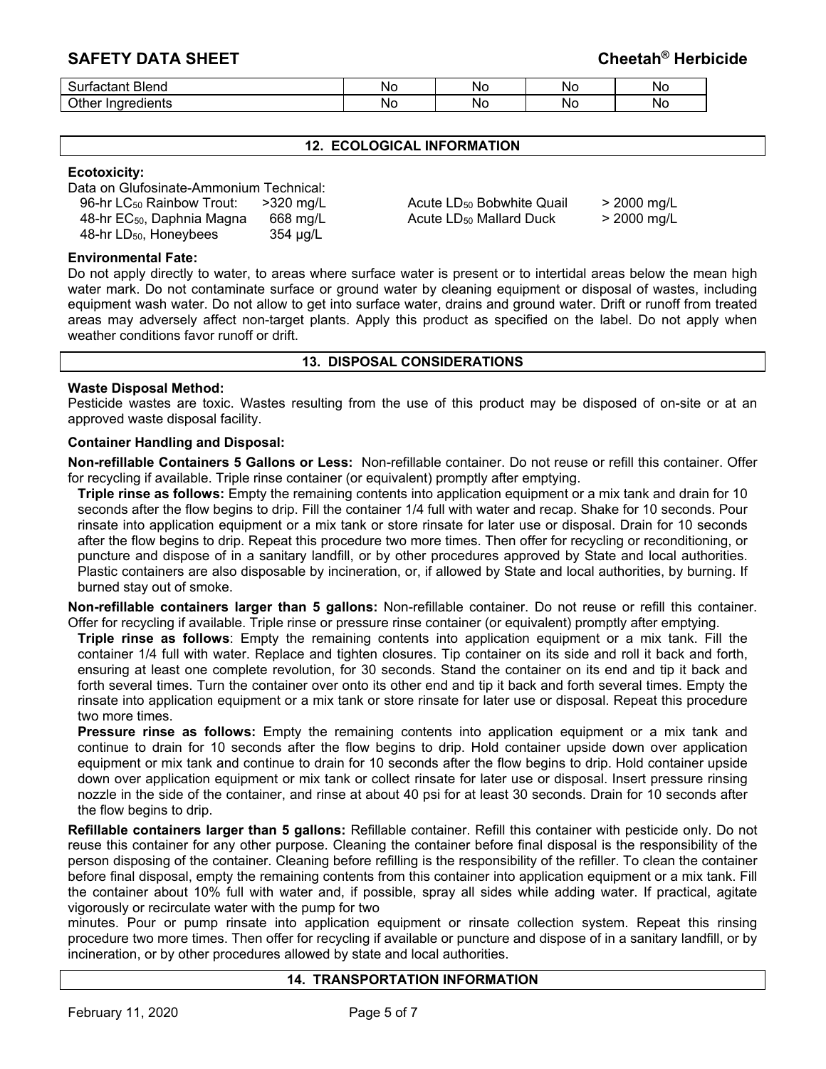| Surfactant Blend | No | No | No | No |
|---|---|---|---|---|
| Other Ingredients | No | No | No | No |

## 12. ECOLOGICAL INFORMATION

**Ecotoxicity:**

Data on Glufosinate-Ammonium Technical:

| | | | |
|---|---|---|---|
| 96-hr $LC_{50}$ Rainbow Trout: | >320 mg/L | Acute $LD_{50}$ Bobwhite Quail | > 2000 mg/L |
| 48-hr $EC_{50}$, Daphnia Magna | 668 mg/L | Acute $LD_{50}$ Mallard Duck | > 2000 mg/L |
| 48-hr $LD_{50}$, Honeybees | 354 µg/L | | |

**Environmental Fate:**

Do not apply directly to water, to areas where surface water is present or to intertidal areas below the mean high water mark. Do not contaminate surface or ground water by cleaning equipment or disposal of wastes, including equipment wash water. Do not allow to get into surface water, drains and ground water. Drift or runoff from treated areas may adversely affect non-target plants. Apply this product as specified on the label. Do not apply when weather conditions favor runoff or drift.

## 13. DISPOSAL CONSIDERATIONS

**Waste Disposal Method:**

Pesticide wastes are toxic. Wastes resulting from the use of this product may be disposed of on-site or at an approved waste disposal facility.

**Container Handling and Disposal:**

**Non-refillable Containers 5 Gallons or Less:** Non-refillable container. Do not reuse or refill this container. Offer for recycling if available. Triple rinse container (or equivalent) promptly after emptying.

**Triple rinse as follows:** Empty the remaining contents into application equipment or a mix tank and drain for 10 seconds after the flow begins to drip. Fill the container 1/4 full with water and recap. Shake for 10 seconds. Pour rinsate into application equipment or a mix tank or store rinsate for later use or disposal. Drain for 10 seconds after the flow begins to drip. Repeat this procedure two more times. Then offer for recycling or reconditioning, or puncture and dispose of in a sanitary landfill, or by other procedures approved by State and local authorities. Plastic containers are also disposable by incineration, or, if allowed by State and local authorities, by burning. If burned stay out of smoke.

**Non-refillable containers larger than 5 gallons:** Non-refillable container. Do not reuse or refill this container. Offer for recycling if available. Triple rinse or pressure rinse container (or equivalent) promptly after emptying.

**Triple rinse as follows**: Empty the remaining contents into application equipment or a mix tank. Fill the container 1/4 full with water. Replace and tighten closures. Tip container on its side and roll it back and forth, ensuring at least one complete revolution, for 30 seconds. Stand the container on its end and tip it back and forth several times. Turn the container over onto its other end and tip it back and forth several times. Empty the rinsate into application equipment or a mix tank or store rinsate for later use or disposal. Repeat this procedure two more times.

**Pressure rinse as follows:** Empty the remaining contents into application equipment or a mix tank and continue to drain for 10 seconds after the flow begins to drip. Hold container upside down over application equipment or mix tank and continue to drain for 10 seconds after the flow begins to drip. Hold container upside down over application equipment or mix tank or collect rinsate for later use or disposal. Insert pressure rinsing nozzle in the side of the container, and rinse at about 40 psi for at least 30 seconds. Drain for 10 seconds after the flow begins to drip.

**Refillable containers larger than 5 gallons:** Refillable container. Refill this container with pesticide only. Do not reuse this container for any other purpose. Cleaning the container before final disposal is the responsibility of the person disposing of the container. Cleaning before refilling is the responsibility of the refiller. To clean the container before final disposal, empty the remaining contents from this container into application equipment or a mix tank. Fill the container about 10% full with water and, if possible, spray all sides while adding water. If practical, agitate vigorously or recirculate water with the pump for two minutes. Pour or pump rinsate into application equipment or rinsate collection system. Repeat this rinsing procedure two more times. Then offer for recycling if available or puncture and dispose of in a sanitary landfill, or by incineration, or by other procedures allowed by state and local authorities.

## 14. TRANSPORTATION INFORMATION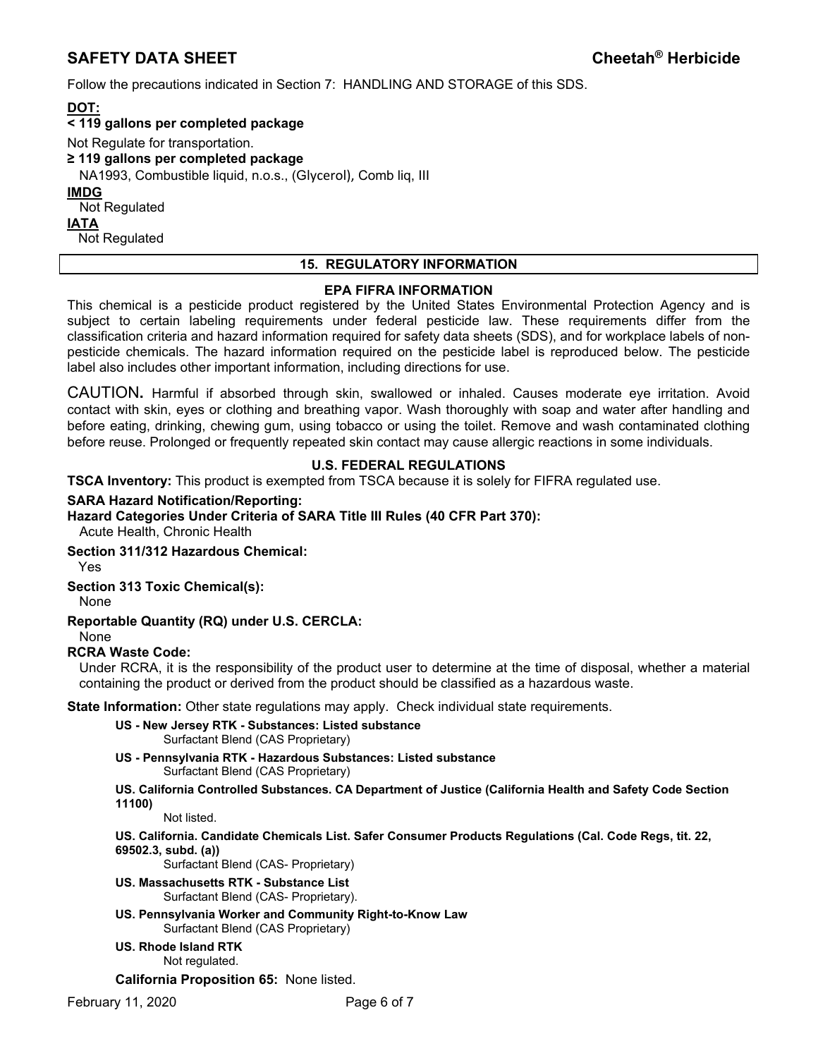Follow the precautions indicated in Section 7: HANDLING AND STORAGE of this SDS.

**DOT:**

**< 119 gallons per completed package**

Not Regulate for transportation.

**≥ 119 gallons per completed package**

NA1993, Combustible liquid, n.o.s., (Glycerol), Comb liq, III

**IMDG**

Not Regulated

**IATA**

Not Regulated

## 15. REGULATORY INFORMATION

### EPA FIFRA INFORMATION

This chemical is a pesticide product registered by the United States Environmental Protection Agency and is subject to certain labeling requirements under federal pesticide law. These requirements differ from the classification criteria and hazard information required for safety data sheets (SDS), and for workplace labels of non-pesticide chemicals. The hazard information required on the pesticide label is reproduced below. The pesticide label also includes other important information, including directions for use.

CAUTION**.** Harmful if absorbed through skin, swallowed or inhaled. Causes moderate eye irritation. Avoid contact with skin, eyes or clothing and breathing vapor. Wash thoroughly with soap and water after handling and before eating, drinking, chewing gum, using tobacco or using the toilet. Remove and wash contaminated clothing before reuse. Prolonged or frequently repeated skin contact may cause allergic reactions in some individuals.

### U.S. FEDERAL REGULATIONS

**TSCA Inventory:** This product is exempted from TSCA because it is solely for FIFRA regulated use.

**SARA Hazard Notification/Reporting:**

**Hazard Categories Under Criteria of SARA Title III Rules (40 CFR Part 370):**

Acute Health, Chronic Health

**Section 311/312 Hazardous Chemical:**

Yes

**Section 313 Toxic Chemical(s):**

None

**Reportable Quantity (RQ) under U.S. CERCLA:**

None

**RCRA Waste Code:**

Under RCRA, it is the responsibility of the product user to determine at the time of disposal, whether a material containing the product or derived from the product should be classified as a hazardous waste.

**State Information:** Other state regulations may apply. Check individual state requirements.

**US - New Jersey RTK - Substances: Listed substance**
Surfactant Blend (CAS Proprietary)

**US - Pennsylvania RTK - Hazardous Substances: Listed substance**
Surfactant Blend (CAS Proprietary)

**US. California Controlled Substances. CA Department of Justice (California Health and Safety Code Section 11100)**
Not listed.

**US. California. Candidate Chemicals List. Safer Consumer Products Regulations (Cal. Code Regs, tit. 22, 69502.3, subd. (a))**
Surfactant Blend (CAS- Proprietary)

**US. Massachusetts RTK - Substance List**
Surfactant Blend (CAS- Proprietary).

**US. Pennsylvania Worker and Community Right-to-Know Law**
Surfactant Blend (CAS Proprietary)

**US. Rhode Island RTK**
Not regulated.

**California Proposition 65:** None listed.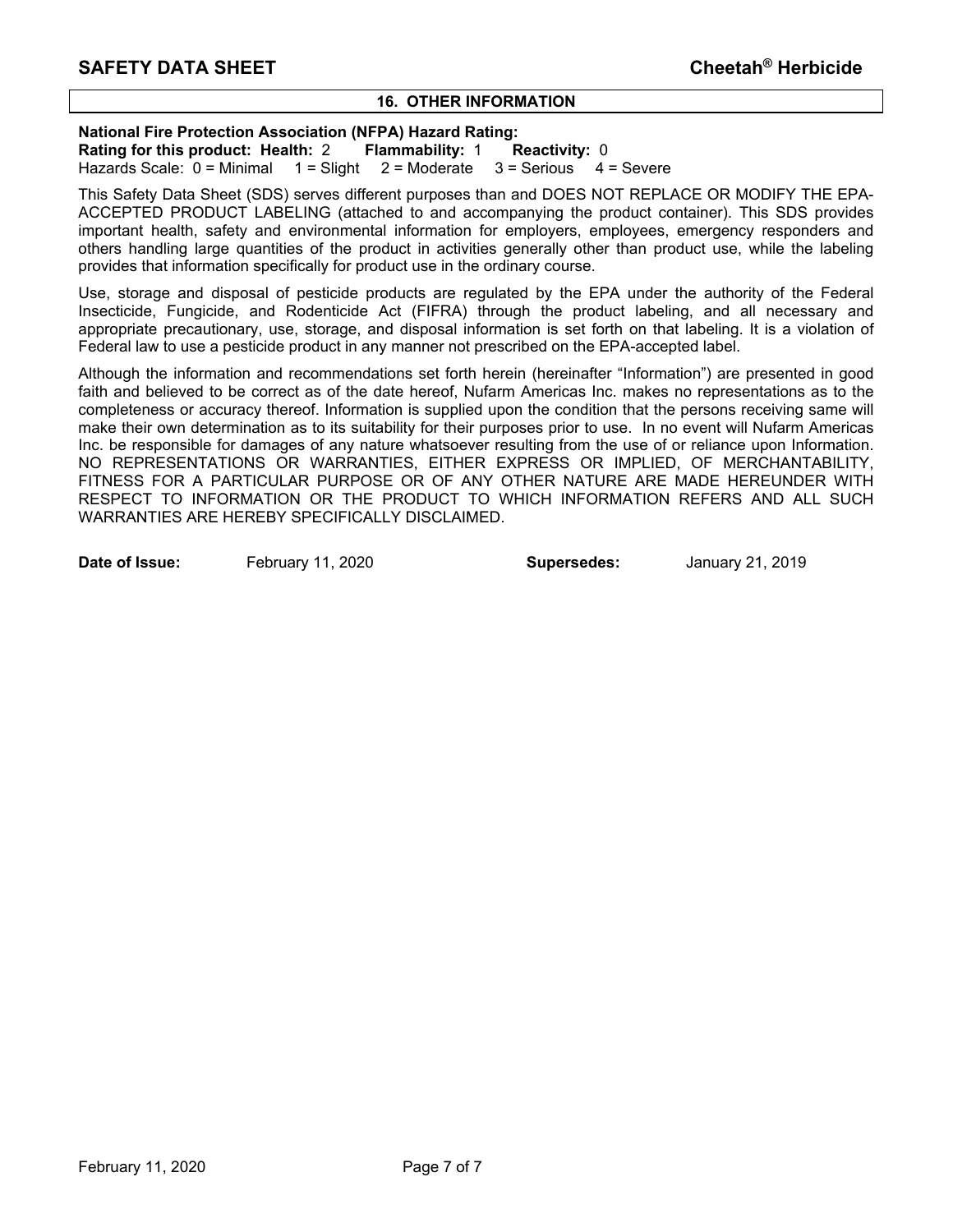## 16. OTHER INFORMATION

**National Fire Protection Association (NFPA) Hazard Rating:**
**Rating for this product: Health:** 2 **Flammability:** 1 **Reactivity:** 0
Hazards Scale: 0 = Minimal 1 = Slight 2 = Moderate 3 = Serious 4 = Severe

This Safety Data Sheet (SDS) serves different purposes than and DOES NOT REPLACE OR MODIFY THE EPA-ACCEPTED PRODUCT LABELING (attached to and accompanying the product container). This SDS provides important health, safety and environmental information for employers, employees, emergency responders and others handling large quantities of the product in activities generally other than product use, while the labeling provides that information specifically for product use in the ordinary course.

Use, storage and disposal of pesticide products are regulated by the EPA under the authority of the Federal Insecticide, Fungicide, and Rodenticide Act (FIFRA) through the product labeling, and all necessary and appropriate precautionary, use, storage, and disposal information is set forth on that labeling. It is a violation of Federal law to use a pesticide product in any manner not prescribed on the EPA-accepted label.

Although the information and recommendations set forth herein (hereinafter "Information") are presented in good faith and believed to be correct as of the date hereof, Nufarm Americas Inc. makes no representations as to the completeness or accuracy thereof. Information is supplied upon the condition that the persons receiving same will make their own determination as to its suitability for their purposes prior to use. In no event will Nufarm Americas Inc. be responsible for damages of any nature whatsoever resulting from the use of or reliance upon Information. NO REPRESENTATIONS OR WARRANTIES, EITHER EXPRESS OR IMPLIED, OF MERCHANTABILITY, FITNESS FOR A PARTICULAR PURPOSE OR OF ANY OTHER NATURE ARE MADE HEREUNDER WITH RESPECT TO INFORMATION OR THE PRODUCT TO WHICH INFORMATION REFERS AND ALL SUCH WARRANTIES ARE HEREBY SPECIFICALLY DISCLAIMED.

**Date of Issue:** February 11, 2020 **Supersedes:** January 21, 2019